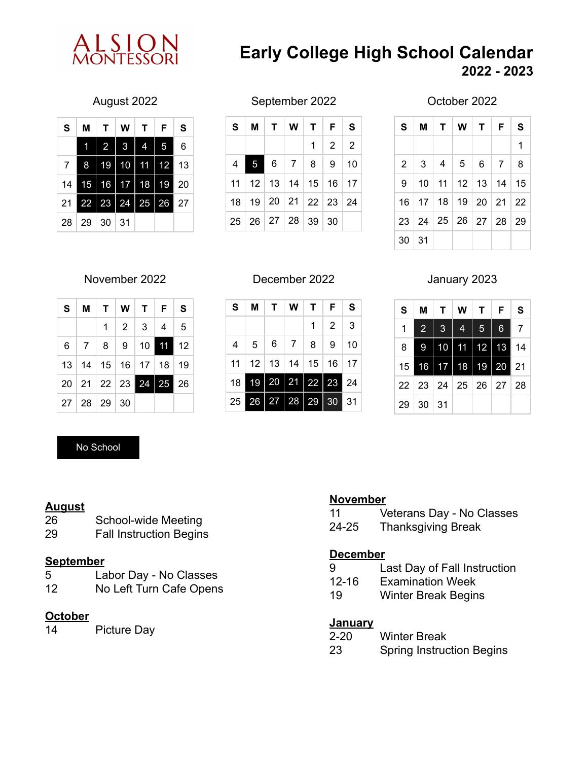ALSION MONTESSORI

# Early College High School Calendar
## 2022 - 2023

### August 2022

| S | M | T | W | T | F | S |
|---|---|---|---|---|---|---|
| | **1** | **2** | **3** | **4** | **5** | 6 |
| 7 | **8** | **19** | **10** | **11** | **12** | 13 |
| 14 | **15** | **16** | **17** | **18** | **19** | 20 |
| 21 | **22** | **23** | **24** | **25** | **26** | 27 |
| 28 | 29 | 30 | 31 | | | |

### September 2022

| S | M | T | W | T | F | S |
|---|---|---|---|---|---|---|
| | | | | 1 | 2 | 2 |
| 4 | **5** | 6 | 7 | 8 | 9 | 10 |
| 11 | 12 | 13 | 14 | 15 | 16 | 17 |
| 18 | 19 | 20 | 21 | 22 | 23 | 24 |
| 25 | 26 | 27 | 28 | 39 | 30 | |

### October 2022

| S | M | T | W | T | F | S |
|---|---|---|---|---|---|---|
| | | | | | | 1 |
| 2 | 3 | 4 | 5 | 6 | 7 | 8 |
| 9 | 10 | 11 | 12 | 13 | 14 | 15 |
| 16 | 17 | 18 | 19 | 20 | 21 | 22 |
| 23 | 24 | 25 | 26 | 27 | 28 | 29 |
| 30 | 31 | | | | | |

### November 2022

| S | M | T | W | T | F | S |
|---|---|---|---|---|---|---|
| | | 1 | 2 | 3 | 4 | 5 |
| 6 | 7 | 8 | 9 | 10 | **11** | 12 |
| 13 | 14 | 15 | 16 | 17 | 18 | 19 |
| 20 | 21 | 22 | 23 | **24** | **25** | 26 |
| 27 | 28 | 29 | 30 | | | |

### December 2022

| S | M | T | W | T | F | S |
|---|---|---|---|---|---|---|
| | | | | 1 | 2 | 3 |
| 4 | 5 | 6 | 7 | 8 | 9 | 10 |
| 11 | 12 | 13 | 14 | 15 | 16 | 17 |
| 18 | **19** | **20** | **21** | **22** | **23** | 24 |
| 25 | **26** | **27** | **28** | **29** | **30** | 31 |

### January 2023

| S | M | T | W | T | F | S |
|---|---|---|---|---|---|---|
| 1 | **2** | **3** | **4** | **5** | **6** | 7 |
| 8 | **9** | **10** | **11** | **12** | **13** | 14 |
| 15 | **16** | **17** | **18** | **19** | **20** | 21 |
| 22 | 23 | 24 | 25 | 26 | 27 | 28 |
| 29 | 30 | 31 | | | | |

**No School** (bold dates above)

**August**
- 26 School-wide Meeting
- 29 Fall Instruction Begins

**September**
- 5 Labor Day - No Classes
- 12 No Left Turn Cafe Opens

**October**
- 14 Picture Day

**November**
- 11 Veterans Day - No Classes
- 24-25 Thanksgiving Break

**December**
- 9 Last Day of Fall Instruction
- 12-16 Examination Week
- 19 Winter Break Begins

**January**
- 2-20 Winter Break
- 23 Spring Instruction Begins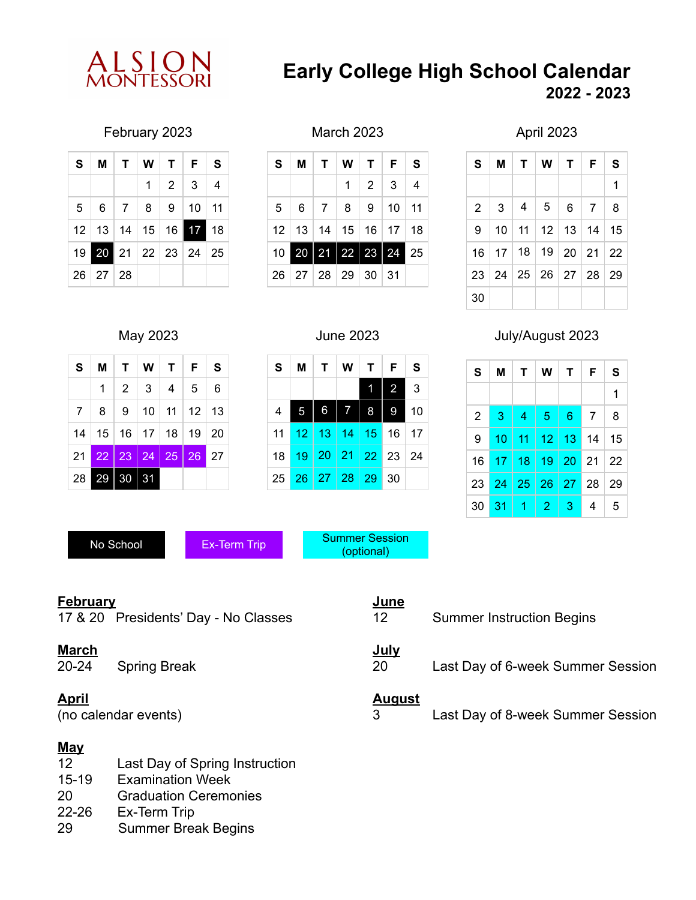ALSION MONTESSORI

# Early College High School Calendar
## 2022 - 2023

### February 2023

| S | M | T | W | T | F | S |
|---|---|---|---|---|---|---|
| | | | 1 | 2 | 3 | 4 |
| 5 | 6 | 7 | 8 | 9 | 10 | 11 |
| 12 | 13 | 14 | 15 | 16 | 17 | 18 |
| 19 | 20 | 21 | 22 | 23 | 24 | 25 |
| 26 | 27 | 28 | | | | |

### March 2023

| S | M | T | W | T | F | S |
|---|---|---|---|---|---|---|
| | | | 1 | 2 | 3 | 4 |
| 5 | 6 | 7 | 8 | 9 | 10 | 11 |
| 12 | 13 | 14 | 15 | 16 | 17 | 18 |
| 10 | 20 | 21 | 22 | 23 | 24 | 25 |
| 26 | 27 | 28 | 29 | 30 | 31 | |

### April 2023

| S | M | T | W | T | F | S |
|---|---|---|---|---|---|---|
| | | | | | | 1 |
| 2 | 3 | 4 | 5 | 6 | 7 | 8 |
| 9 | 10 | 11 | 12 | 13 | 14 | 15 |
| 16 | 17 | 18 | 19 | 20 | 21 | 22 |
| 23 | 24 | 25 | 26 | 27 | 28 | 29 |
| 30 | | | | | | |

### May 2023

| S | M | T | W | T | F | S |
|---|---|---|---|---|---|---|
| | 1 | 2 | 3 | 4 | 5 | 6 |
| 7 | 8 | 9 | 10 | 11 | 12 | 13 |
| 14 | 15 | 16 | 17 | 18 | 19 | 20 |
| 21 | 22 | 23 | 24 | 25 | 26 | 27 |
| 28 | 29 | 30 | 31 | | | |

### June 2023

| S | M | T | W | T | F | S |
|---|---|---|---|---|---|---|
| | | | | 1 | 2 | 3 |
| 4 | 5 | 6 | 7 | 8 | 9 | 10 |
| 11 | 12 | 13 | 14 | 15 | 16 | 17 |
| 18 | 19 | 20 | 21 | 22 | 23 | 24 |
| 25 | 26 | 27 | 28 | 29 | 30 | |

### July/August 2023

| S | M | T | W | T | F | S |
|---|---|---|---|---|---|---|
| | | | | | | 1 |
| 2 | 3 | 4 | 5 | 6 | 7 | 8 |
| 9 | 10 | 11 | 12 | 13 | 14 | 15 |
| 16 | 17 | 18 | 19 | 20 | 21 | 22 |
| 23 | 24 | 25 | 26 | 27 | 28 | 29 |
| 30 | 31 | 1 | 2 | 3 | 4 | 5 |

No School | Ex-Term Trip | Summer Session (optional)

**February**
17 & 20 Presidents' Day - No Classes

**March**
20-24 Spring Break

**April**
(no calendar events)

**May**
12 Last Day of Spring Instruction
15-19 Examination Week
20 Graduation Ceremonies
22-26 Ex-Term Trip
29 Summer Break Begins

**June**
12 Summer Instruction Begins

**July**
20 Last Day of 6-week Summer Session

**August**
3 Last Day of 8-week Summer Session